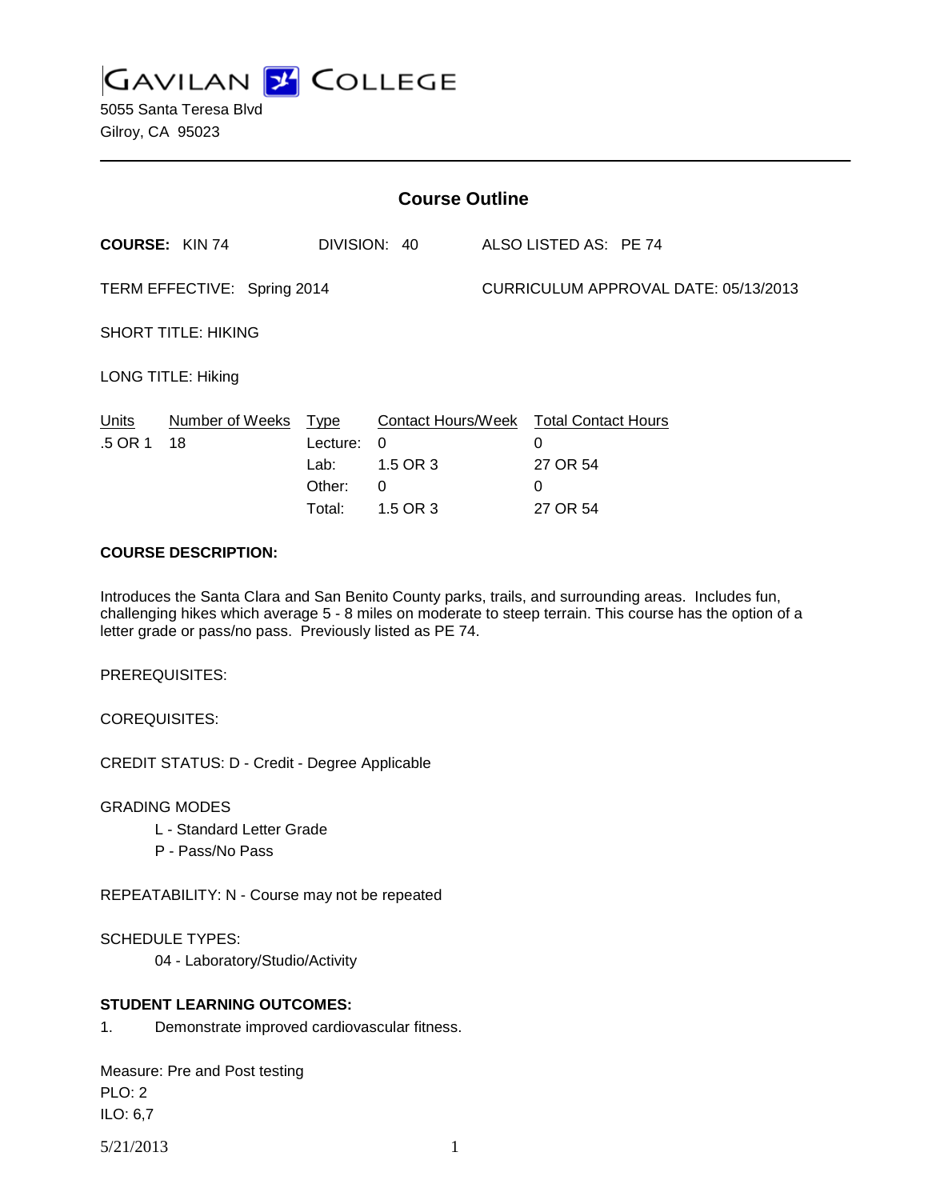# GAVILAN COLLEGE

5055 Santa Teresa Blvd
Gilroy, CA 95023

## Course Outline

**COURSE:** KIN 74 DIVISION: 40 ALSO LISTED AS: PE 74

TERM EFFECTIVE: Spring 2014 CURRICULUM APPROVAL DATE: 05/13/2013

SHORT TITLE: HIKING

LONG TITLE: Hiking

| Units | Number of Weeks | Type | Contact Hours/Week | Total Contact Hours |
|---|---|---|---|---|
| .5 OR 1 | 18 | Lecture: | 0 | 0 |
| | | Lab: | 1.5 OR 3 | 27 OR 54 |
| | | Other: | 0 | 0 |
| | | Total: | 1.5 OR 3 | 27 OR 54 |

**COURSE DESCRIPTION:**

Introduces the Santa Clara and San Benito County parks, trails, and surrounding areas. Includes fun, challenging hikes which average 5 - 8 miles on moderate to steep terrain. This course has the option of a letter grade or pass/no pass. Previously listed as PE 74.

PREREQUISITES:

COREQUISITES:

CREDIT STATUS: D - Credit - Degree Applicable

GRADING MODES

- L - Standard Letter Grade
- P - Pass/No Pass

REPEATABILITY: N - Course may not be repeated

SCHEDULE TYPES:

- 04 - Laboratory/Studio/Activity

**STUDENT LEARNING OUTCOMES:**

1. Demonstrate improved cardiovascular fitness.

Measure: Pre and Post testing
PLO: 2
ILO: 6,7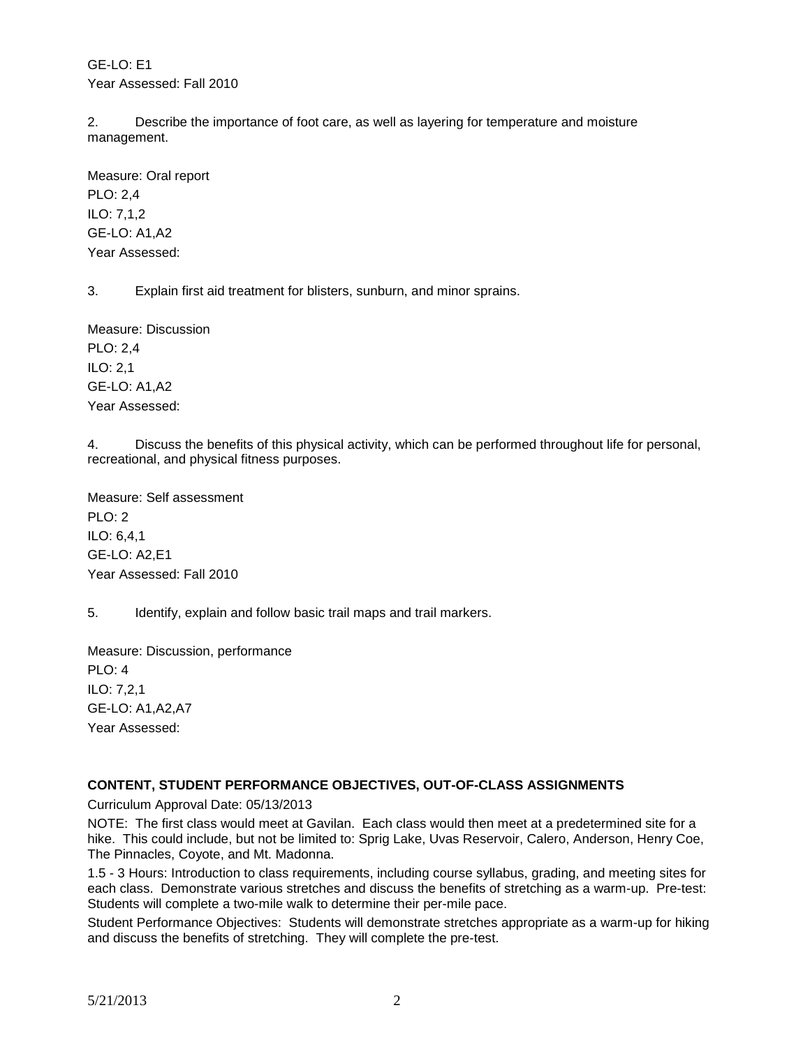GE-LO: E1
Year Assessed: Fall 2010

2. Describe the importance of foot care, as well as layering for temperature and moisture management.

Measure: Oral report
PLO: 2,4
ILO: 7,1,2
GE-LO: A1,A2
Year Assessed:

3. Explain first aid treatment for blisters, sunburn, and minor sprains.

Measure: Discussion
PLO: 2,4
ILO: 2,1
GE-LO: A1,A2
Year Assessed:

4. Discuss the benefits of this physical activity, which can be performed throughout life for personal, recreational, and physical fitness purposes.

Measure: Self assessment
PLO: 2
ILO: 6,4,1
GE-LO: A2,E1
Year Assessed: Fall 2010

5. Identify, explain and follow basic trail maps and trail markers.

Measure: Discussion, performance
PLO: 4
ILO: 7,2,1
GE-LO: A1,A2,A7
Year Assessed:

**CONTENT, STUDENT PERFORMANCE OBJECTIVES, OUT-OF-CLASS ASSIGNMENTS**

Curriculum Approval Date: 05/13/2013

NOTE: The first class would meet at Gavilan. Each class would then meet at a predetermined site for a hike. This could include, but not be limited to: Sprig Lake, Uvas Reservoir, Calero, Anderson, Henry Coe, The Pinnacles, Coyote, and Mt. Madonna.

1.5 - 3 Hours: Introduction to class requirements, including course syllabus, grading, and meeting sites for each class. Demonstrate various stretches and discuss the benefits of stretching as a warm-up. Pre-test: Students will complete a two-mile walk to determine their per-mile pace.

Student Performance Objectives: Students will demonstrate stretches appropriate as a warm-up for hiking and discuss the benefits of stretching. They will complete the pre-test.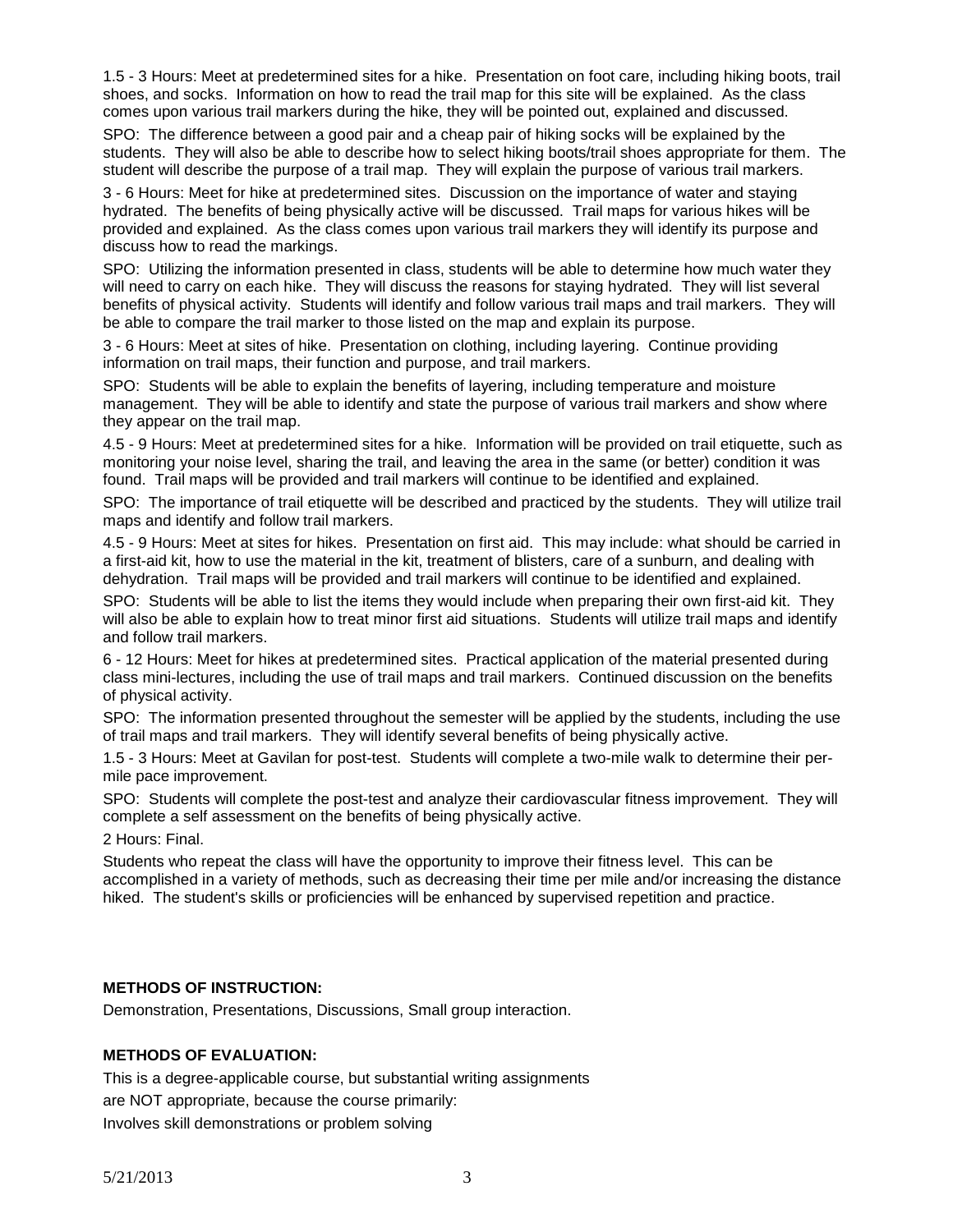1.5 - 3 Hours: Meet at predetermined sites for a hike. Presentation on foot care, including hiking boots, trail shoes, and socks. Information on how to read the trail map for this site will be explained. As the class comes upon various trail markers during the hike, they will be pointed out, explained and discussed.

SPO: The difference between a good pair and a cheap pair of hiking socks will be explained by the students. They will also be able to describe how to select hiking boots/trail shoes appropriate for them. The student will describe the purpose of a trail map. They will explain the purpose of various trail markers.

3 - 6 Hours: Meet for hike at predetermined sites. Discussion on the importance of water and staying hydrated. The benefits of being physically active will be discussed. Trail maps for various hikes will be provided and explained. As the class comes upon various trail markers they will identify its purpose and discuss how to read the markings.

SPO: Utilizing the information presented in class, students will be able to determine how much water they will need to carry on each hike. They will discuss the reasons for staying hydrated. They will list several benefits of physical activity. Students will identify and follow various trail maps and trail markers. They will be able to compare the trail marker to those listed on the map and explain its purpose.

3 - 6 Hours: Meet at sites of hike. Presentation on clothing, including layering. Continue providing information on trail maps, their function and purpose, and trail markers.

SPO: Students will be able to explain the benefits of layering, including temperature and moisture management. They will be able to identify and state the purpose of various trail markers and show where they appear on the trail map.

4.5 - 9 Hours: Meet at predetermined sites for a hike. Information will be provided on trail etiquette, such as monitoring your noise level, sharing the trail, and leaving the area in the same (or better) condition it was found. Trail maps will be provided and trail markers will continue to be identified and explained.

SPO: The importance of trail etiquette will be described and practiced by the students. They will utilize trail maps and identify and follow trail markers.

4.5 - 9 Hours: Meet at sites for hikes. Presentation on first aid. This may include: what should be carried in a first-aid kit, how to use the material in the kit, treatment of blisters, care of a sunburn, and dealing with dehydration. Trail maps will be provided and trail markers will continue to be identified and explained.

SPO: Students will be able to list the items they would include when preparing their own first-aid kit. They will also be able to explain how to treat minor first aid situations. Students will utilize trail maps and identify and follow trail markers.

6 - 12 Hours: Meet for hikes at predetermined sites. Practical application of the material presented during class mini-lectures, including the use of trail maps and trail markers. Continued discussion on the benefits of physical activity.

SPO: The information presented throughout the semester will be applied by the students, including the use of trail maps and trail markers. They will identify several benefits of being physically active.

1.5 - 3 Hours: Meet at Gavilan for post-test. Students will complete a two-mile walk to determine their per-mile pace improvement.

SPO: Students will complete the post-test and analyze their cardiovascular fitness improvement. They will complete a self assessment on the benefits of being physically active.

2 Hours: Final.

Students who repeat the class will have the opportunity to improve their fitness level. This can be accomplished in a variety of methods, such as decreasing their time per mile and/or increasing the distance hiked. The student's skills or proficiencies will be enhanced by supervised repetition and practice.

**METHODS OF INSTRUCTION:**

Demonstration, Presentations, Discussions, Small group interaction.

**METHODS OF EVALUATION:**

This is a degree-applicable course, but substantial writing assignments
are NOT appropriate, because the course primarily:
Involves skill demonstrations or problem solving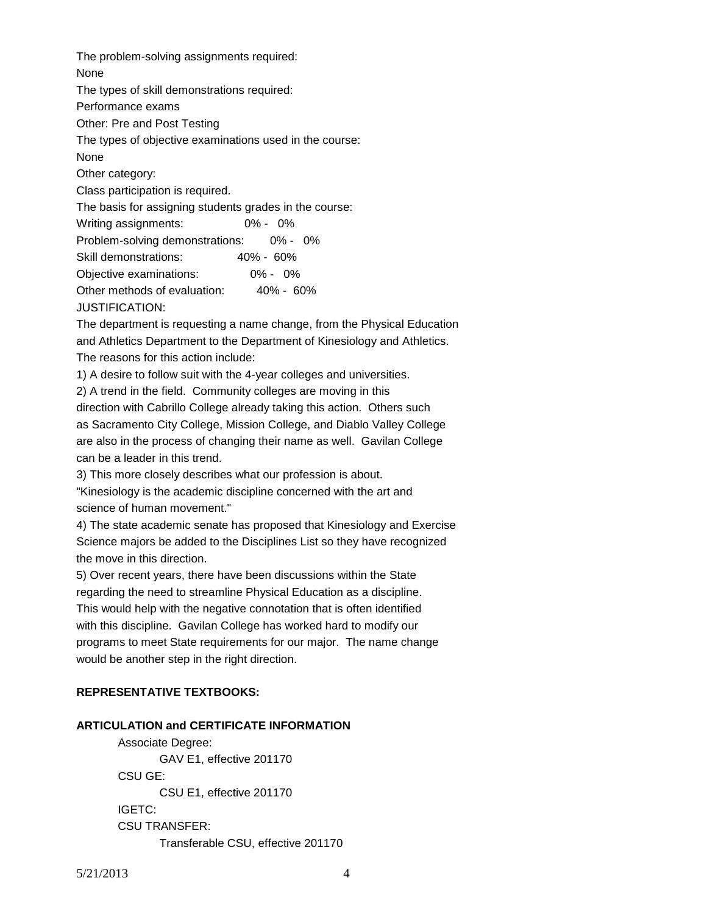The problem-solving assignments required:

None

The types of skill demonstrations required:

Performance exams

Other: Pre and Post Testing

The types of objective examinations used in the course:

None

Other category:

Class participation is required.

The basis for assigning students grades in the course:

| | |
|---|---|
| Writing assignments: | 0% - 0% |
| Problem-solving demonstrations: | 0% - 0% |
| Skill demonstrations: | 40% - 60% |
| Objective examinations: | 0% - 0% |
| Other methods of evaluation: | 40% - 60% |

JUSTIFICATION:

The department is requesting a name change, from the Physical Education and Athletics Department to the Department of Kinesiology and Athletics. The reasons for this action include:

1) A desire to follow suit with the 4-year colleges and universities.

2) A trend in the field. Community colleges are moving in this direction with Cabrillo College already taking this action. Others such as Sacramento City College, Mission College, and Diablo Valley College are also in the process of changing their name as well. Gavilan College can be a leader in this trend.

3) This more closely describes what our profession is about. "Kinesiology is the academic discipline concerned with the art and science of human movement."

4) The state academic senate has proposed that Kinesiology and Exercise Science majors be added to the Disciplines List so they have recognized the move in this direction.

5) Over recent years, there have been discussions within the State regarding the need to streamline Physical Education as a discipline. This would help with the negative connotation that is often identified with this discipline. Gavilan College has worked hard to modify our programs to meet State requirements for our major. The name change would be another step in the right direction.

**REPRESENTATIVE TEXTBOOKS:**

**ARTICULATION and CERTIFICATE INFORMATION**

Associate Degree:
- GAV E1, effective 201170

CSU GE:
- CSU E1, effective 201170

IGETC:

CSU TRANSFER:
- Transferable CSU, effective 201170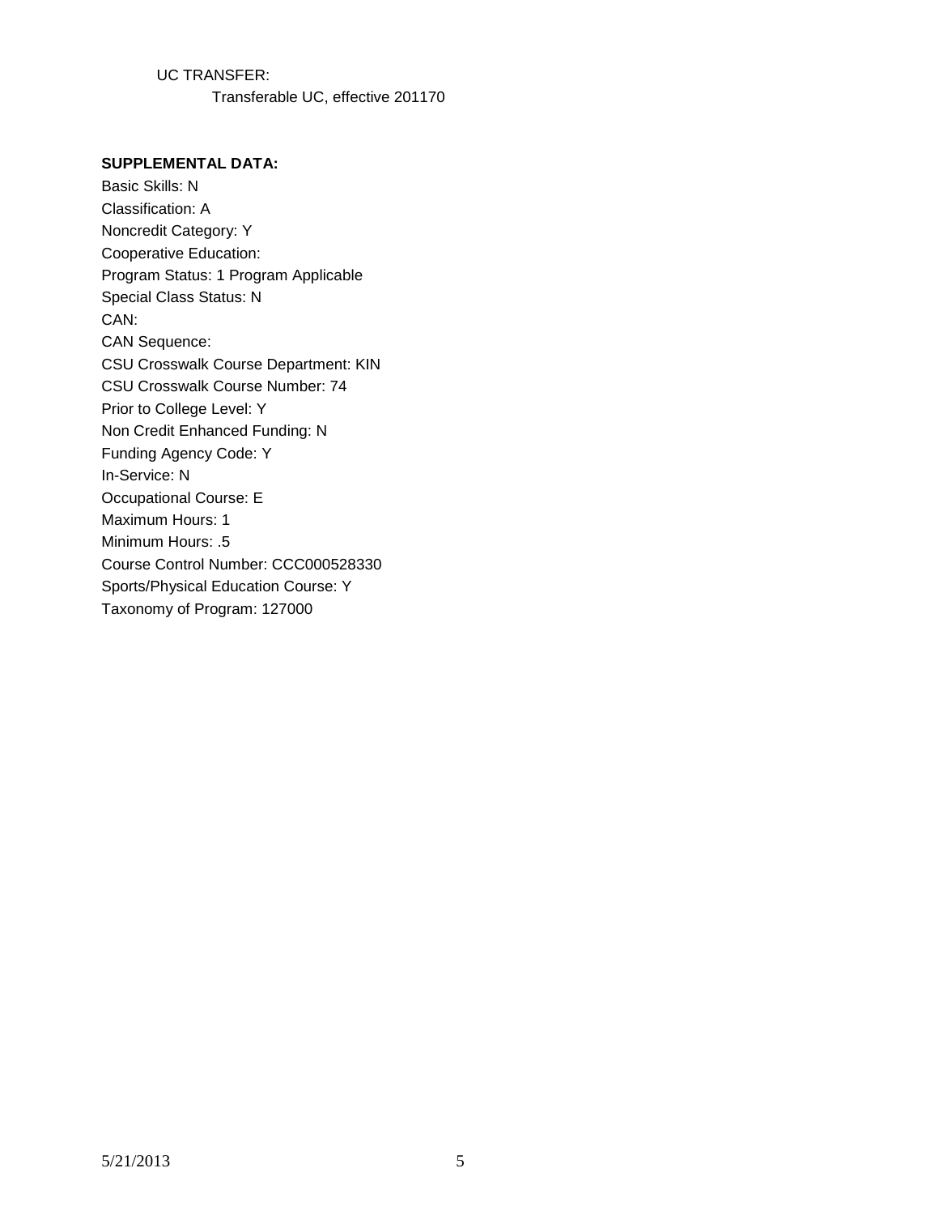UC TRANSFER:

Transferable UC, effective 201170

**SUPPLEMENTAL DATA:**

Basic Skills: N
Classification: A
Noncredit Category: Y
Cooperative Education:
Program Status: 1 Program Applicable
Special Class Status: N
CAN:
CAN Sequence:
CSU Crosswalk Course Department: KIN
CSU Crosswalk Course Number: 74
Prior to College Level: Y
Non Credit Enhanced Funding: N
Funding Agency Code: Y
In-Service: N
Occupational Course: E
Maximum Hours: 1
Minimum Hours: .5
Course Control Number: CCC000528330
Sports/Physical Education Course: Y
Taxonomy of Program: 127000